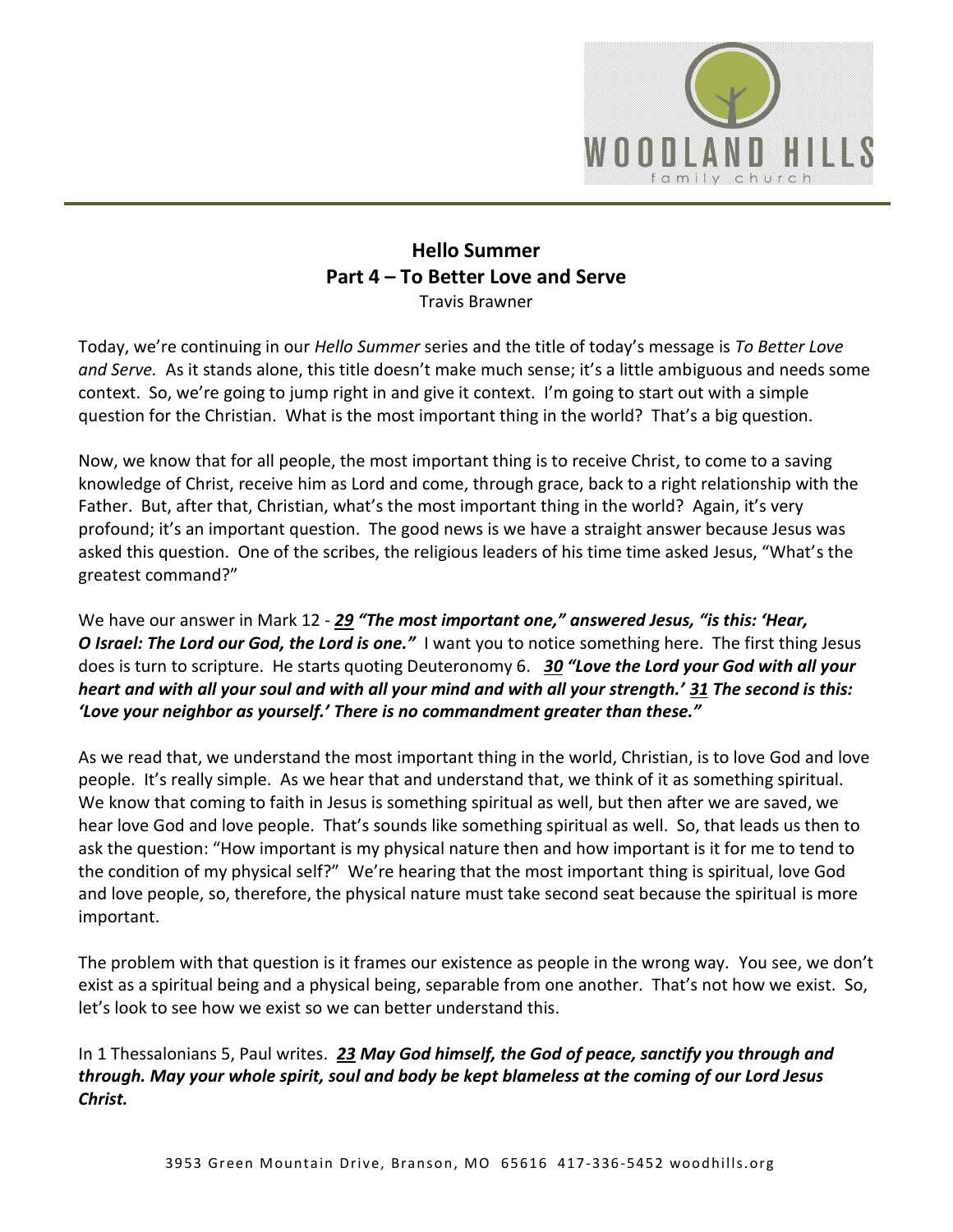# Hello Summer

## Part 4 – To Better Love and Serve

Travis Brawner

Today, we're continuing in our *Hello Summer* series and the title of today's message is *To Better Love and Serve.* As it stands alone, this title doesn't make much sense; it's a little ambiguous and needs some context. So, we're going to jump right in and give it context. I'm going to start out with a simple question for the Christian. What is the most important thing in the world? That's a big question.

Now, we know that for all people, the most important thing is to receive Christ, to come to a saving knowledge of Christ, receive him as Lord and come, through grace, back to a right relationship with the Father. But, after that, Christian, what's the most important thing in the world? Again, it's very profound; it's an important question. The good news is we have a straight answer because Jesus was asked this question. One of the scribes, the religious leaders of his time time asked Jesus, "What's the greatest command?"

We have our answer in Mark 12 - ***29 "The most important one," answered Jesus, "is this: 'Hear, O Israel: The Lord our God, the Lord is one."*** I want you to notice something here. The first thing Jesus does is turn to scripture. He starts quoting Deuteronomy 6. ***30 "Love the Lord your God with all your heart and with all your soul and with all your mind and with all your strength.' 31 The second is this: 'Love your neighbor as yourself.' There is no commandment greater than these."***

As we read that, we understand the most important thing in the world, Christian, is to love God and love people. It's really simple. As we hear that and understand that, we think of it as something spiritual. We know that coming to faith in Jesus is something spiritual as well, but then after we are saved, we hear love God and love people. That's sounds like something spiritual as well. So, that leads us then to ask the question: "How important is my physical nature then and how important is it for me to tend to the condition of my physical self?" We're hearing that the most important thing is spiritual, love God and love people, so, therefore, the physical nature must take second seat because the spiritual is more important.

The problem with that question is it frames our existence as people in the wrong way. You see, we don't exist as a spiritual being and a physical being, separable from one another. That's not how we exist. So, let's look to see how we exist so we can better understand this.

In 1 Thessalonians 5, Paul writes. ***23 May God himself, the God of peace, sanctify you through and through. May your whole spirit, soul and body be kept blameless at the coming of our Lord Jesus Christ.***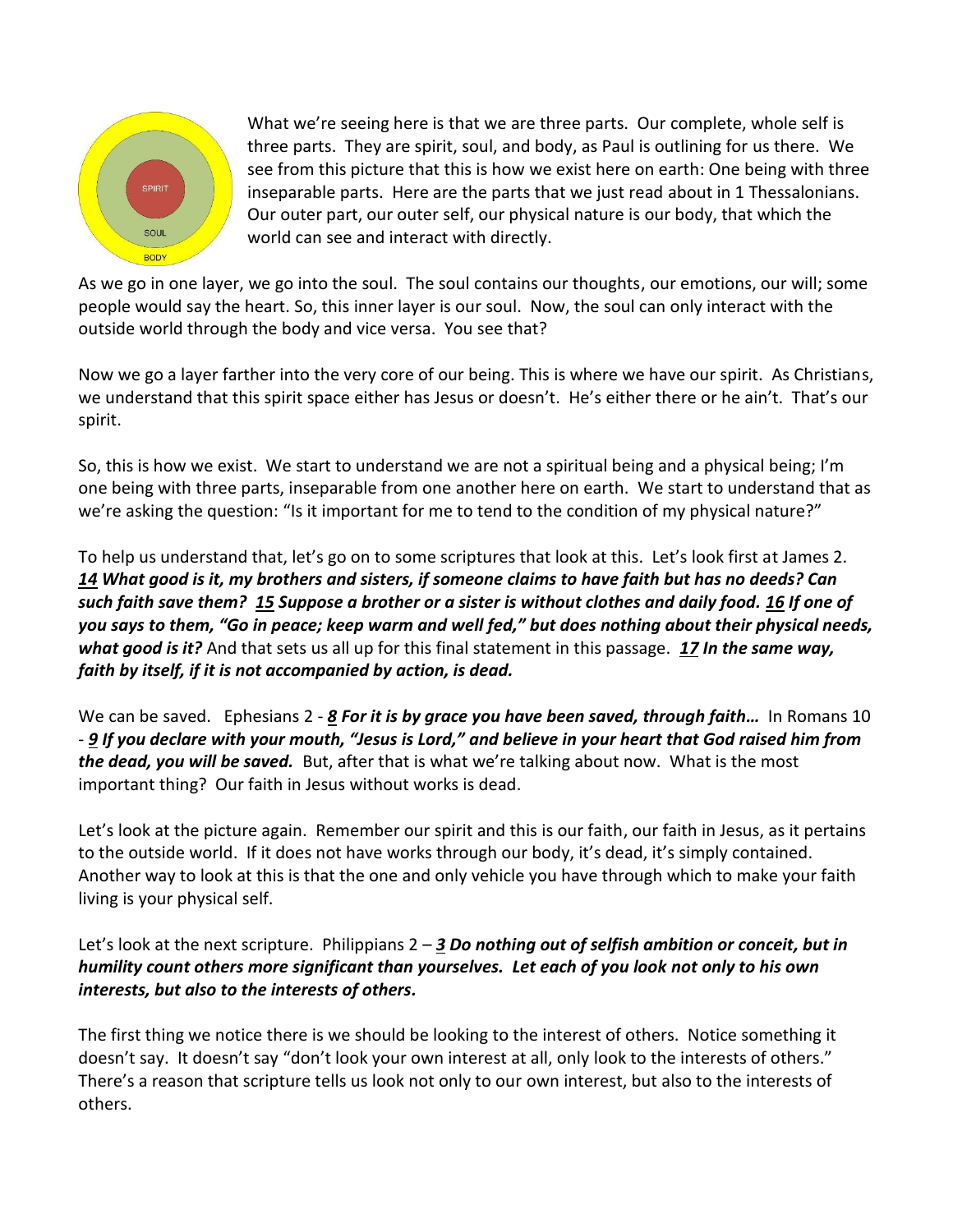What we're seeing here is that we are three parts. Our complete, whole self is three parts. They are spirit, soul, and body, as Paul is outlining for us there. We see from this picture that this is how we exist here on earth: One being with three inseparable parts. Here are the parts that we just read about in 1 Thessalonians. Our outer part, our outer self, our physical nature is our body, that which the world can see and interact with directly.

As we go in one layer, we go into the soul. The soul contains our thoughts, our emotions, our will; some people would say the heart. So, this inner layer is our soul. Now, the soul can only interact with the outside world through the body and vice versa. You see that?

Now we go a layer farther into the very core of our being. This is where we have our spirit. As Christians, we understand that this spirit space either has Jesus or doesn't. He's either there or he ain't. That's our spirit.

So, this is how we exist. We start to understand we are not a spiritual being and a physical being; I'm one being with three parts, inseparable from one another here on earth. We start to understand that as we're asking the question: "Is it important for me to tend to the condition of my physical nature?"

To help us understand that, let's go on to some scriptures that look at this. Let's look first at James 2. ***14 What good is it, my brothers and sisters, if someone claims to have faith but has no deeds? Can such faith save them? 15 Suppose a brother or a sister is without clothes and daily food. 16 If one of you says to them, "Go in peace; keep warm and well fed," but does nothing about their physical needs, what good is it?*** And that sets us all up for this final statement in this passage. ***17 In the same way, faith by itself, if it is not accompanied by action, is dead.***

We can be saved. Ephesians 2 - ***8 For it is by grace you have been saved, through faith…*** In Romans 10 - ***9 If you declare with your mouth, "Jesus is Lord," and believe in your heart that God raised him from the dead, you will be saved.*** But, after that is what we're talking about now. What is the most important thing? Our faith in Jesus without works is dead.

Let's look at the picture again. Remember our spirit and this is our faith, our faith in Jesus, as it pertains to the outside world. If it does not have works through our body, it's dead, it's simply contained. Another way to look at this is that the one and only vehicle you have through which to make your faith living is your physical self.

Let's look at the next scripture. Philippians 2 – ***3 Do nothing out of selfish ambition or conceit, but in humility count others more significant than yourselves. Let each of you look not only to his own interests, but also to the interests of others.***

The first thing we notice there is we should be looking to the interest of others. Notice something it doesn't say. It doesn't say "don't look your own interest at all, only look to the interests of others." There's a reason that scripture tells us look not only to our own interest, but also to the interests of others.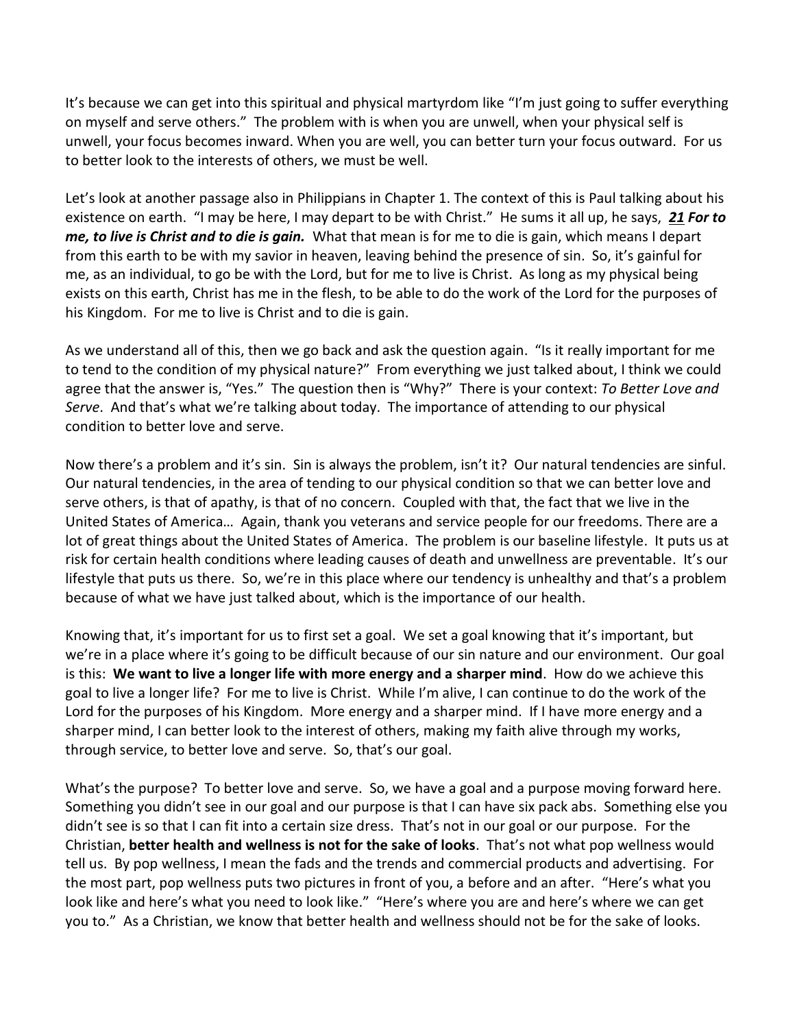It's because we can get into this spiritual and physical martyrdom like "I'm just going to suffer everything on myself and serve others." The problem with is when you are unwell, when your physical self is unwell, your focus becomes inward. When you are well, you can better turn your focus outward. For us to better look to the interests of others, we must be well.

Let's look at another passage also in Philippians in Chapter 1. The context of this is Paul talking about his existence on earth. "I may be here, I may depart to be with Christ." He sums it all up, he says, ***21 For to me, to live is Christ and to die is gain.*** What that mean is for me to die is gain, which means I depart from this earth to be with my savior in heaven, leaving behind the presence of sin. So, it's gainful for me, as an individual, to go be with the Lord, but for me to live is Christ. As long as my physical being exists on this earth, Christ has me in the flesh, to be able to do the work of the Lord for the purposes of his Kingdom. For me to live is Christ and to die is gain.

As we understand all of this, then we go back and ask the question again. "Is it really important for me to tend to the condition of my physical nature?" From everything we just talked about, I think we could agree that the answer is, "Yes." The question then is "Why?" There is your context: *To Better Love and Serve*. And that's what we're talking about today. The importance of attending to our physical condition to better love and serve.

Now there's a problem and it's sin. Sin is always the problem, isn't it? Our natural tendencies are sinful. Our natural tendencies, in the area of tending to our physical condition so that we can better love and serve others, is that of apathy, is that of no concern. Coupled with that, the fact that we live in the United States of America… Again, thank you veterans and service people for our freedoms. There are a lot of great things about the United States of America. The problem is our baseline lifestyle. It puts us at risk for certain health conditions where leading causes of death and unwellness are preventable. It's our lifestyle that puts us there. So, we're in this place where our tendency is unhealthy and that's a problem because of what we have just talked about, which is the importance of our health.

Knowing that, it's important for us to first set a goal. We set a goal knowing that it's important, but we're in a place where it's going to be difficult because of our sin nature and our environment. Our goal is this: **We want to live a longer life with more energy and a sharper mind**. How do we achieve this goal to live a longer life? For me to live is Christ. While I'm alive, I can continue to do the work of the Lord for the purposes of his Kingdom. More energy and a sharper mind. If I have more energy and a sharper mind, I can better look to the interest of others, making my faith alive through my works, through service, to better love and serve. So, that's our goal.

What's the purpose? To better love and serve. So, we have a goal and a purpose moving forward here. Something you didn't see in our goal and our purpose is that I can have six pack abs. Something else you didn't see is so that I can fit into a certain size dress. That's not in our goal or our purpose. For the Christian, **better health and wellness is not for the sake of looks**. That's not what pop wellness would tell us. By pop wellness, I mean the fads and the trends and commercial products and advertising. For the most part, pop wellness puts two pictures in front of you, a before and an after. "Here's what you look like and here's what you need to look like." "Here's where you are and here's where we can get you to." As a Christian, we know that better health and wellness should not be for the sake of looks.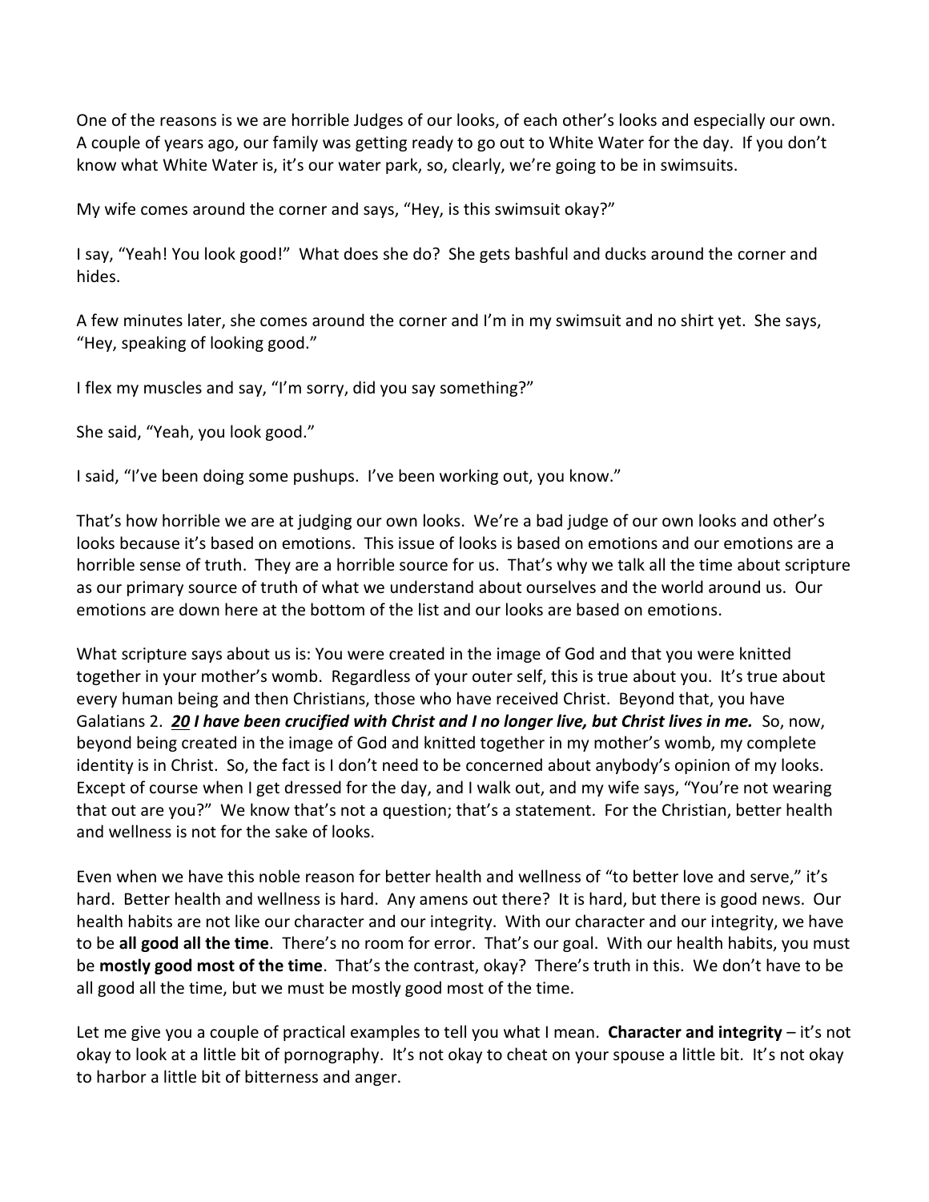One of the reasons is we are horrible Judges of our looks, of each other's looks and especially our own. A couple of years ago, our family was getting ready to go out to White Water for the day. If you don't know what White Water is, it's our water park, so, clearly, we're going to be in swimsuits.

My wife comes around the corner and says, "Hey, is this swimsuit okay?"

I say, "Yeah! You look good!" What does she do? She gets bashful and ducks around the corner and hides.

A few minutes later, she comes around the corner and I'm in my swimsuit and no shirt yet. She says, "Hey, speaking of looking good."

I flex my muscles and say, "I'm sorry, did you say something?"

She said, "Yeah, you look good."

I said, "I've been doing some pushups. I've been working out, you know."

That's how horrible we are at judging our own looks. We're a bad judge of our own looks and other's looks because it's based on emotions. This issue of looks is based on emotions and our emotions are a horrible sense of truth. They are a horrible source for us. That's why we talk all the time about scripture as our primary source of truth of what we understand about ourselves and the world around us. Our emotions are down here at the bottom of the list and our looks are based on emotions.

What scripture says about us is: You were created in the image of God and that you were knitted together in your mother's womb. Regardless of your outer self, this is true about you. It's true about every human being and then Christians, those who have received Christ. Beyond that, you have Galatians 2. ***20 I have been crucified with Christ and I no longer live, but Christ lives in me.*** So, now, beyond being created in the image of God and knitted together in my mother's womb, my complete identity is in Christ. So, the fact is I don't need to be concerned about anybody's opinion of my looks. Except of course when I get dressed for the day, and I walk out, and my wife says, "You're not wearing that out are you?" We know that's not a question; that's a statement. For the Christian, better health and wellness is not for the sake of looks.

Even when we have this noble reason for better health and wellness of "to better love and serve," it's hard. Better health and wellness is hard. Any amens out there? It is hard, but there is good news. Our health habits are not like our character and our integrity. With our character and our integrity, we have to be **all good all the time**. There's no room for error. That's our goal. With our health habits, you must be **mostly good most of the time**. That's the contrast, okay? There's truth in this. We don't have to be all good all the time, but we must be mostly good most of the time.

Let me give you a couple of practical examples to tell you what I mean. **Character and integrity** – it's not okay to look at a little bit of pornography. It's not okay to cheat on your spouse a little bit. It's not okay to harbor a little bit of bitterness and anger.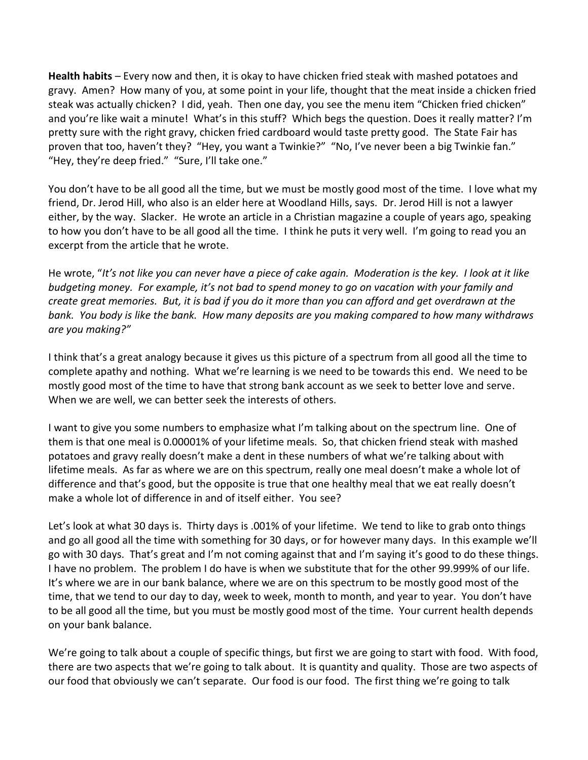**Health habits** – Every now and then, it is okay to have chicken fried steak with mashed potatoes and gravy. Amen? How many of you, at some point in your life, thought that the meat inside a chicken fried steak was actually chicken? I did, yeah. Then one day, you see the menu item "Chicken fried chicken" and you're like wait a minute! What's in this stuff? Which begs the question. Does it really matter? I'm pretty sure with the right gravy, chicken fried cardboard would taste pretty good. The State Fair has proven that too, haven't they? "Hey, you want a Twinkie?" "No, I've never been a big Twinkie fan." "Hey, they're deep fried." "Sure, I'll take one."

You don't have to be all good all the time, but we must be mostly good most of the time. I love what my friend, Dr. Jerod Hill, who also is an elder here at Woodland Hills, says. Dr. Jerod Hill is not a lawyer either, by the way. Slacker. He wrote an article in a Christian magazine a couple of years ago, speaking to how you don't have to be all good all the time. I think he puts it very well. I'm going to read you an excerpt from the article that he wrote.

He wrote, "*It's not like you can never have a piece of cake again. Moderation is the key. I look at it like budgeting money. For example, it's not bad to spend money to go on vacation with your family and create great memories. But, it is bad if you do it more than you can afford and get overdrawn at the bank. You body is like the bank. How many deposits are you making compared to how many withdraws are you making?"*

I think that's a great analogy because it gives us this picture of a spectrum from all good all the time to complete apathy and nothing. What we're learning is we need to be towards this end. We need to be mostly good most of the time to have that strong bank account as we seek to better love and serve. When we are well, we can better seek the interests of others.

I want to give you some numbers to emphasize what I'm talking about on the spectrum line. One of them is that one meal is 0.00001% of your lifetime meals. So, that chicken friend steak with mashed potatoes and gravy really doesn't make a dent in these numbers of what we're talking about with lifetime meals. As far as where we are on this spectrum, really one meal doesn't make a whole lot of difference and that's good, but the opposite is true that one healthy meal that we eat really doesn't make a whole lot of difference in and of itself either. You see?

Let's look at what 30 days is. Thirty days is .001% of your lifetime. We tend to like to grab onto things and go all good all the time with something for 30 days, or for however many days. In this example we'll go with 30 days. That's great and I'm not coming against that and I'm saying it's good to do these things. I have no problem. The problem I do have is when we substitute that for the other 99.999% of our life. It's where we are in our bank balance, where we are on this spectrum to be mostly good most of the time, that we tend to our day to day, week to week, month to month, and year to year. You don't have to be all good all the time, but you must be mostly good most of the time. Your current health depends on your bank balance.

We're going to talk about a couple of specific things, but first we are going to start with food. With food, there are two aspects that we're going to talk about. It is quantity and quality. Those are two aspects of our food that obviously we can't separate. Our food is our food. The first thing we're going to talk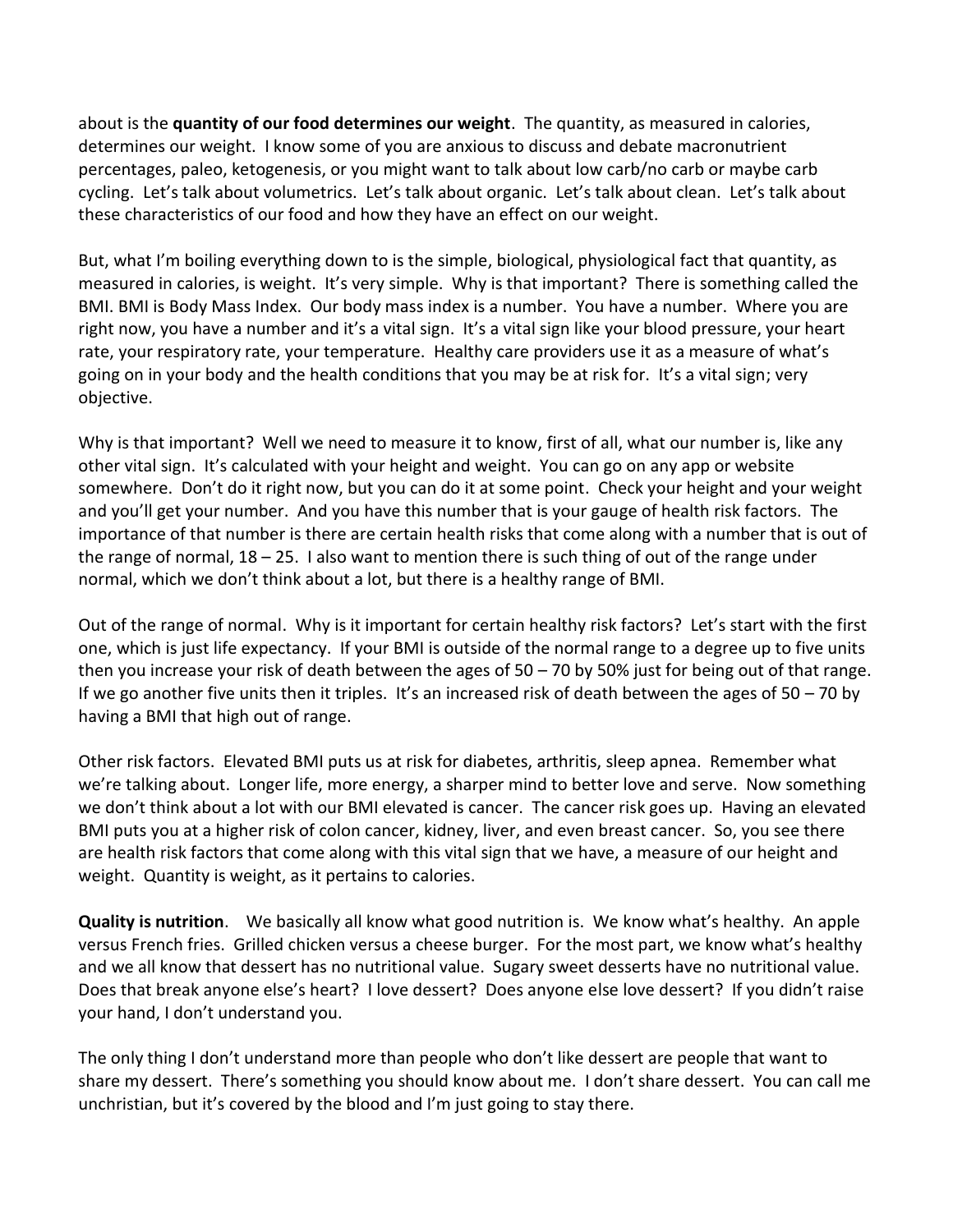about is the **quantity of our food determines our weight**. The quantity, as measured in calories, determines our weight. I know some of you are anxious to discuss and debate macronutrient percentages, paleo, ketogenesis, or you might want to talk about low carb/no carb or maybe carb cycling. Let's talk about volumetrics. Let's talk about organic. Let's talk about clean. Let's talk about these characteristics of our food and how they have an effect on our weight.

But, what I'm boiling everything down to is the simple, biological, physiological fact that quantity, as measured in calories, is weight. It's very simple. Why is that important? There is something called the BMI. BMI is Body Mass Index. Our body mass index is a number. You have a number. Where you are right now, you have a number and it's a vital sign. It's a vital sign like your blood pressure, your heart rate, your respiratory rate, your temperature. Healthy care providers use it as a measure of what's going on in your body and the health conditions that you may be at risk for. It's a vital sign; very objective.

Why is that important? Well we need to measure it to know, first of all, what our number is, like any other vital sign. It's calculated with your height and weight. You can go on any app or website somewhere. Don't do it right now, but you can do it at some point. Check your height and your weight and you'll get your number. And you have this number that is your gauge of health risk factors. The importance of that number is there are certain health risks that come along with a number that is out of the range of normal, 18 – 25. I also want to mention there is such thing of out of the range under normal, which we don't think about a lot, but there is a healthy range of BMI.

Out of the range of normal. Why is it important for certain healthy risk factors? Let's start with the first one, which is just life expectancy. If your BMI is outside of the normal range to a degree up to five units then you increase your risk of death between the ages of 50 – 70 by 50% just for being out of that range. If we go another five units then it triples. It's an increased risk of death between the ages of 50 – 70 by having a BMI that high out of range.

Other risk factors. Elevated BMI puts us at risk for diabetes, arthritis, sleep apnea. Remember what we're talking about. Longer life, more energy, a sharper mind to better love and serve. Now something we don't think about a lot with our BMI elevated is cancer. The cancer risk goes up. Having an elevated BMI puts you at a higher risk of colon cancer, kidney, liver, and even breast cancer. So, you see there are health risk factors that come along with this vital sign that we have, a measure of our height and weight. Quantity is weight, as it pertains to calories.

**Quality is nutrition**. We basically all know what good nutrition is. We know what's healthy. An apple versus French fries. Grilled chicken versus a cheese burger. For the most part, we know what's healthy and we all know that dessert has no nutritional value. Sugary sweet desserts have no nutritional value. Does that break anyone else's heart? I love dessert? Does anyone else love dessert? If you didn't raise your hand, I don't understand you.

The only thing I don't understand more than people who don't like dessert are people that want to share my dessert. There's something you should know about me. I don't share dessert. You can call me unchristian, but it's covered by the blood and I'm just going to stay there.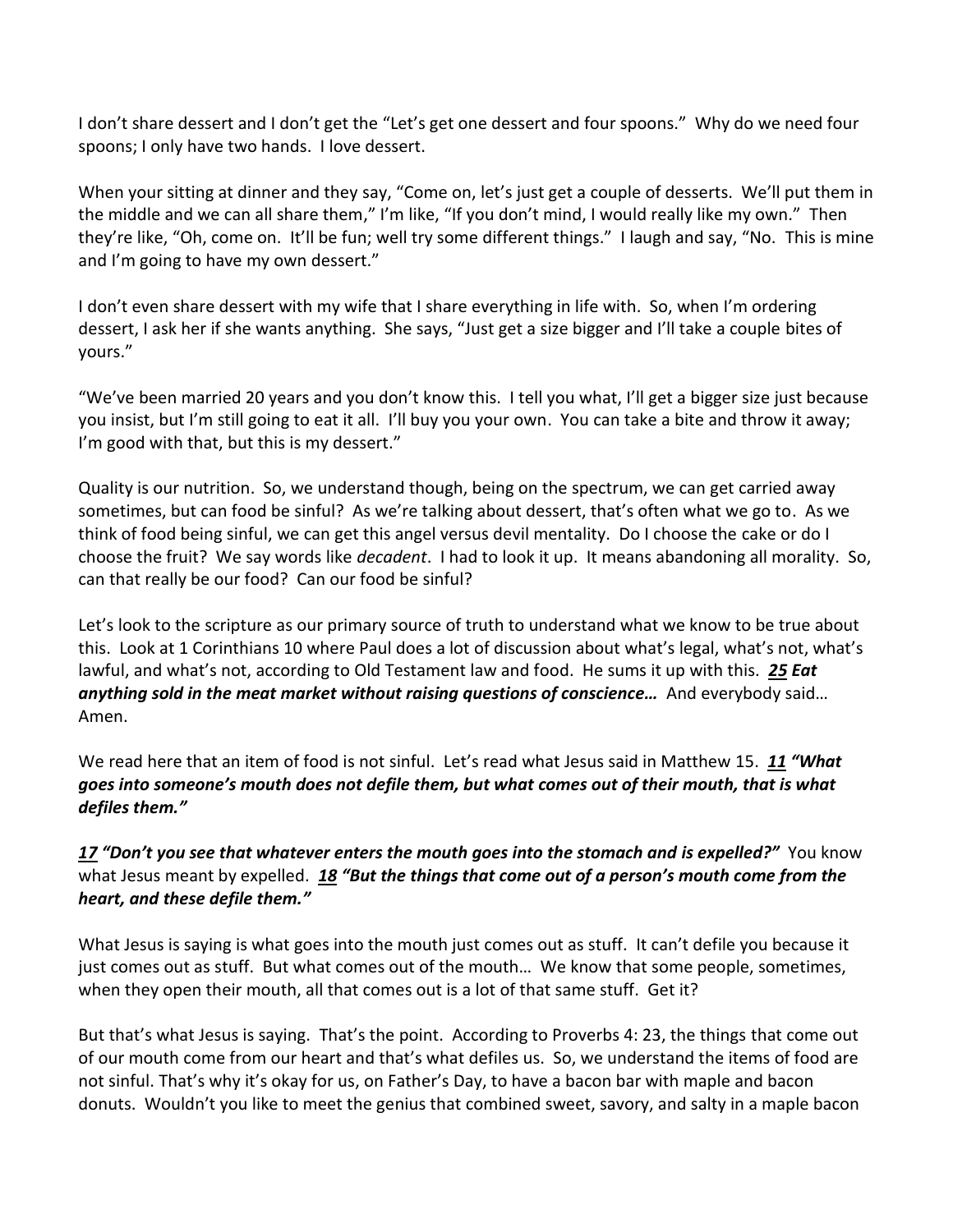I don't share dessert and I don't get the "Let's get one dessert and four spoons." Why do we need four spoons; I only have two hands. I love dessert.

When your sitting at dinner and they say, "Come on, let's just get a couple of desserts. We'll put them in the middle and we can all share them," I'm like, "If you don't mind, I would really like my own." Then they're like, "Oh, come on. It'll be fun; well try some different things." I laugh and say, "No. This is mine and I'm going to have my own dessert."

I don't even share dessert with my wife that I share everything in life with. So, when I'm ordering dessert, I ask her if she wants anything. She says, "Just get a size bigger and I'll take a couple bites of yours."

"We've been married 20 years and you don't know this. I tell you what, I'll get a bigger size just because you insist, but I'm still going to eat it all. I'll buy you your own. You can take a bite and throw it away; I'm good with that, but this is my dessert."

Quality is our nutrition. So, we understand though, being on the spectrum, we can get carried away sometimes, but can food be sinful? As we're talking about dessert, that's often what we go to. As we think of food being sinful, we can get this angel versus devil mentality. Do I choose the cake or do I choose the fruit? We say words like *decadent*. I had to look it up. It means abandoning all morality. So, can that really be our food? Can our food be sinful?

Let's look to the scripture as our primary source of truth to understand what we know to be true about this. Look at 1 Corinthians 10 where Paul does a lot of discussion about what's legal, what's not, what's lawful, and what's not, according to Old Testament law and food. He sums it up with this. ***25 Eat anything sold in the meat market without raising questions of conscience…*** And everybody said… Amen.

We read here that an item of food is not sinful. Let's read what Jesus said in Matthew 15. ***11 "What goes into someone's mouth does not defile them, but what comes out of their mouth, that is what defiles them."***

***17 "Don't you see that whatever enters the mouth goes into the stomach and is expelled?"*** You know what Jesus meant by expelled. ***18 "But the things that come out of a person's mouth come from the heart, and these defile them."***

What Jesus is saying is what goes into the mouth just comes out as stuff. It can't defile you because it just comes out as stuff. But what comes out of the mouth… We know that some people, sometimes, when they open their mouth, all that comes out is a lot of that same stuff. Get it?

But that's what Jesus is saying. That's the point. According to Proverbs 4: 23, the things that come out of our mouth come from our heart and that's what defiles us. So, we understand the items of food are not sinful. That's why it's okay for us, on Father's Day, to have a bacon bar with maple and bacon donuts. Wouldn't you like to meet the genius that combined sweet, savory, and salty in a maple bacon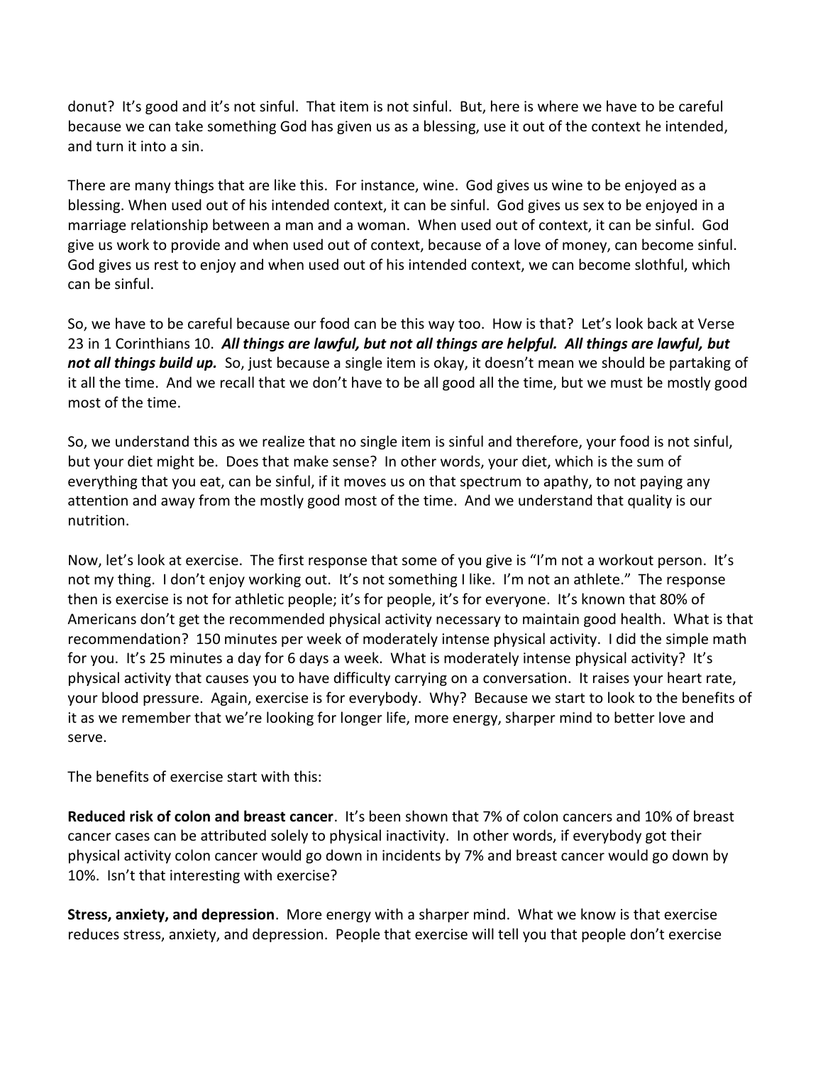donut? It's good and it's not sinful. That item is not sinful. But, here is where we have to be careful because we can take something God has given us as a blessing, use it out of the context he intended, and turn it into a sin.

There are many things that are like this. For instance, wine. God gives us wine to be enjoyed as a blessing. When used out of his intended context, it can be sinful. God gives us sex to be enjoyed in a marriage relationship between a man and a woman. When used out of context, it can be sinful. God give us work to provide and when used out of context, because of a love of money, can become sinful. God gives us rest to enjoy and when used out of his intended context, we can become slothful, which can be sinful.

So, we have to be careful because our food can be this way too. How is that? Let's look back at Verse 23 in 1 Corinthians 10. ***All things are lawful, but not all things are helpful. All things are lawful, but not all things build up.*** So, just because a single item is okay, it doesn't mean we should be partaking of it all the time. And we recall that we don't have to be all good all the time, but we must be mostly good most of the time.

So, we understand this as we realize that no single item is sinful and therefore, your food is not sinful, but your diet might be. Does that make sense? In other words, your diet, which is the sum of everything that you eat, can be sinful, if it moves us on that spectrum to apathy, to not paying any attention and away from the mostly good most of the time. And we understand that quality is our nutrition.

Now, let's look at exercise. The first response that some of you give is "I'm not a workout person. It's not my thing. I don't enjoy working out. It's not something I like. I'm not an athlete." The response then is exercise is not for athletic people; it's for people, it's for everyone. It's known that 80% of Americans don't get the recommended physical activity necessary to maintain good health. What is that recommendation? 150 minutes per week of moderately intense physical activity. I did the simple math for you. It's 25 minutes a day for 6 days a week. What is moderately intense physical activity? It's physical activity that causes you to have difficulty carrying on a conversation. It raises your heart rate, your blood pressure. Again, exercise is for everybody. Why? Because we start to look to the benefits of it as we remember that we're looking for longer life, more energy, sharper mind to better love and serve.

The benefits of exercise start with this:

**Reduced risk of colon and breast cancer**. It's been shown that 7% of colon cancers and 10% of breast cancer cases can be attributed solely to physical inactivity. In other words, if everybody got their physical activity colon cancer would go down in incidents by 7% and breast cancer would go down by 10%. Isn't that interesting with exercise?

**Stress, anxiety, and depression**. More energy with a sharper mind. What we know is that exercise reduces stress, anxiety, and depression. People that exercise will tell you that people don't exercise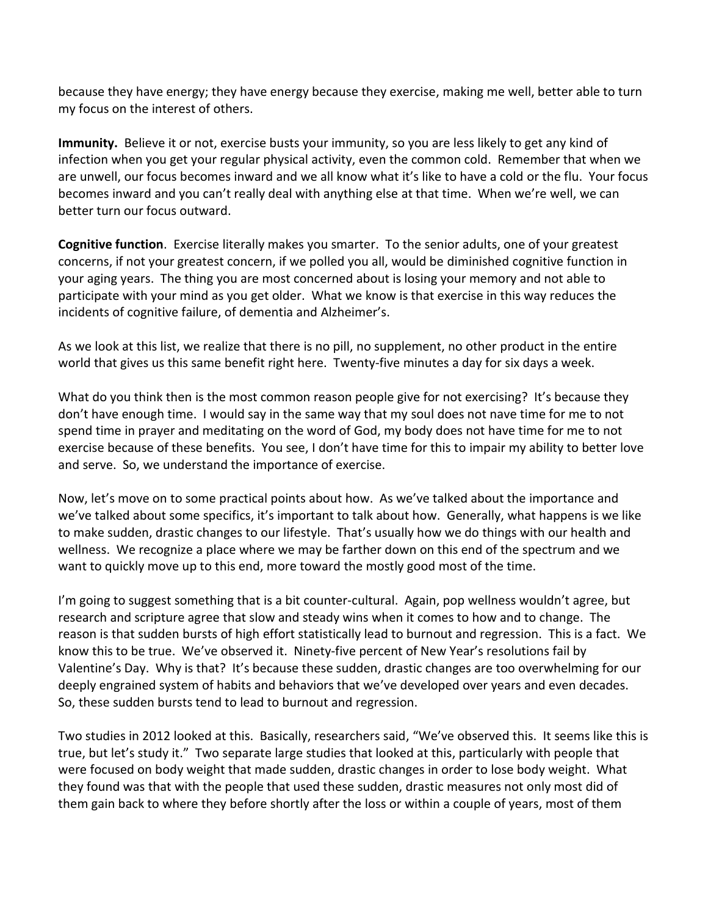because they have energy; they have energy because they exercise, making me well, better able to turn my focus on the interest of others.

**Immunity.** Believe it or not, exercise busts your immunity, so you are less likely to get any kind of infection when you get your regular physical activity, even the common cold. Remember that when we are unwell, our focus becomes inward and we all know what it's like to have a cold or the flu. Your focus becomes inward and you can't really deal with anything else at that time. When we're well, we can better turn our focus outward.

**Cognitive function**. Exercise literally makes you smarter. To the senior adults, one of your greatest concerns, if not your greatest concern, if we polled you all, would be diminished cognitive function in your aging years. The thing you are most concerned about is losing your memory and not able to participate with your mind as you get older. What we know is that exercise in this way reduces the incidents of cognitive failure, of dementia and Alzheimer's.

As we look at this list, we realize that there is no pill, no supplement, no other product in the entire world that gives us this same benefit right here. Twenty-five minutes a day for six days a week.

What do you think then is the most common reason people give for not exercising? It's because they don't have enough time. I would say in the same way that my soul does not nave time for me to not spend time in prayer and meditating on the word of God, my body does not have time for me to not exercise because of these benefits. You see, I don't have time for this to impair my ability to better love and serve. So, we understand the importance of exercise.

Now, let's move on to some practical points about how. As we've talked about the importance and we've talked about some specifics, it's important to talk about how. Generally, what happens is we like to make sudden, drastic changes to our lifestyle. That's usually how we do things with our health and wellness. We recognize a place where we may be farther down on this end of the spectrum and we want to quickly move up to this end, more toward the mostly good most of the time.

I'm going to suggest something that is a bit counter-cultural. Again, pop wellness wouldn't agree, but research and scripture agree that slow and steady wins when it comes to how and to change. The reason is that sudden bursts of high effort statistically lead to burnout and regression. This is a fact. We know this to be true. We've observed it. Ninety-five percent of New Year's resolutions fail by Valentine's Day. Why is that? It's because these sudden, drastic changes are too overwhelming for our deeply engrained system of habits and behaviors that we've developed over years and even decades. So, these sudden bursts tend to lead to burnout and regression.

Two studies in 2012 looked at this. Basically, researchers said, "We've observed this. It seems like this is true, but let's study it." Two separate large studies that looked at this, particularly with people that were focused on body weight that made sudden, drastic changes in order to lose body weight. What they found was that with the people that used these sudden, drastic measures not only most did of them gain back to where they before shortly after the loss or within a couple of years, most of them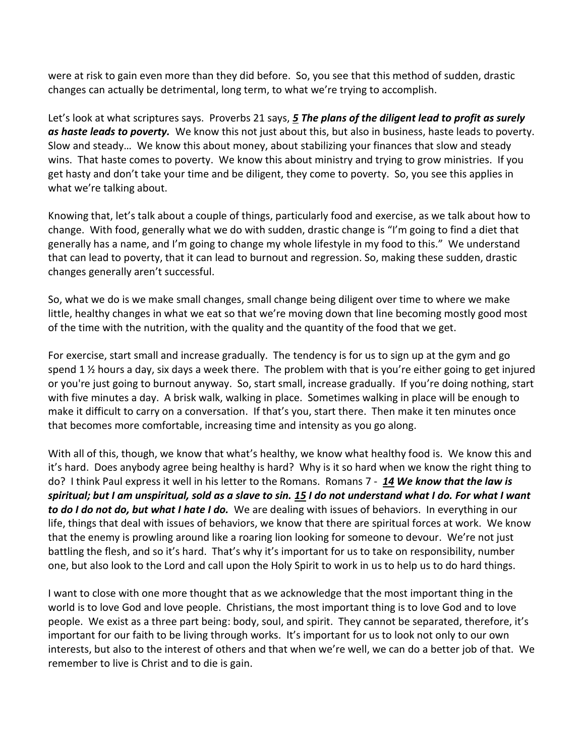were at risk to gain even more than they did before. So, you see that this method of sudden, drastic changes can actually be detrimental, long term, to what we're trying to accomplish.

Let's look at what scriptures says. Proverbs 21 says, ***5 The plans of the diligent lead to profit as surely as haste leads to poverty.*** We know this not just about this, but also in business, haste leads to poverty. Slow and steady… We know this about money, about stabilizing your finances that slow and steady wins. That haste comes to poverty. We know this about ministry and trying to grow ministries. If you get hasty and don't take your time and be diligent, they come to poverty. So, you see this applies in what we're talking about.

Knowing that, let's talk about a couple of things, particularly food and exercise, as we talk about how to change. With food, generally what we do with sudden, drastic change is "I'm going to find a diet that generally has a name, and I'm going to change my whole lifestyle in my food to this." We understand that can lead to poverty, that it can lead to burnout and regression. So, making these sudden, drastic changes generally aren't successful.

So, what we do is we make small changes, small change being diligent over time to where we make little, healthy changes in what we eat so that we're moving down that line becoming mostly good most of the time with the nutrition, with the quality and the quantity of the food that we get.

For exercise, start small and increase gradually. The tendency is for us to sign up at the gym and go spend 1 ½ hours a day, six days a week there. The problem with that is you're either going to get injured or you're just going to burnout anyway. So, start small, increase gradually. If you're doing nothing, start with five minutes a day. A brisk walk, walking in place. Sometimes walking in place will be enough to make it difficult to carry on a conversation. If that's you, start there. Then make it ten minutes once that becomes more comfortable, increasing time and intensity as you go along.

With all of this, though, we know that what's healthy, we know what healthy food is. We know this and it's hard. Does anybody agree being healthy is hard? Why is it so hard when we know the right thing to do? I think Paul express it well in his letter to the Romans. Romans 7 - ***14 We know that the law is spiritual; but I am unspiritual, sold as a slave to sin. 15 I do not understand what I do. For what I want to do I do not do, but what I hate I do.*** We are dealing with issues of behaviors. In everything in our life, things that deal with issues of behaviors, we know that there are spiritual forces at work. We know that the enemy is prowling around like a roaring lion looking for someone to devour. We're not just battling the flesh, and so it's hard. That's why it's important for us to take on responsibility, number one, but also look to the Lord and call upon the Holy Spirit to work in us to help us to do hard things.

I want to close with one more thought that as we acknowledge that the most important thing in the world is to love God and love people. Christians, the most important thing is to love God and to love people. We exist as a three part being: body, soul, and spirit. They cannot be separated, therefore, it's important for our faith to be living through works. It's important for us to look not only to our own interests, but also to the interest of others and that when we're well, we can do a better job of that. We remember to live is Christ and to die is gain.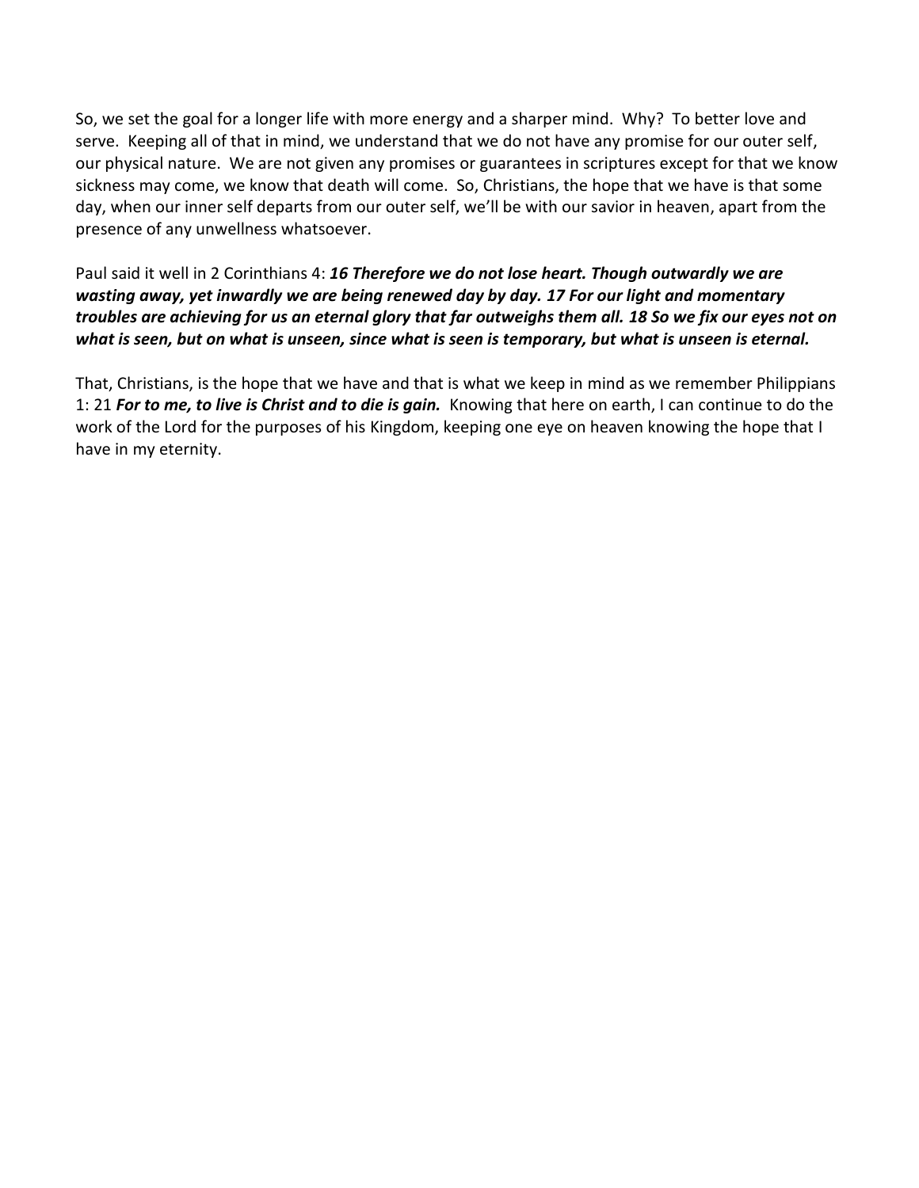So, we set the goal for a longer life with more energy and a sharper mind. Why? To better love and serve. Keeping all of that in mind, we understand that we do not have any promise for our outer self, our physical nature. We are not given any promises or guarantees in scriptures except for that we know sickness may come, we know that death will come. So, Christians, the hope that we have is that some day, when our inner self departs from our outer self, we'll be with our savior in heaven, apart from the presence of any unwellness whatsoever.

Paul said it well in 2 Corinthians 4: ***16 Therefore we do not lose heart. Though outwardly we are wasting away, yet inwardly we are being renewed day by day. 17 For our light and momentary troubles are achieving for us an eternal glory that far outweighs them all. 18 So we fix our eyes not on what is seen, but on what is unseen, since what is seen is temporary, but what is unseen is eternal.***

That, Christians, is the hope that we have and that is what we keep in mind as we remember Philippians 1: 21 ***For to me, to live is Christ and to die is gain.*** Knowing that here on earth, I can continue to do the work of the Lord for the purposes of his Kingdom, keeping one eye on heaven knowing the hope that I have in my eternity.